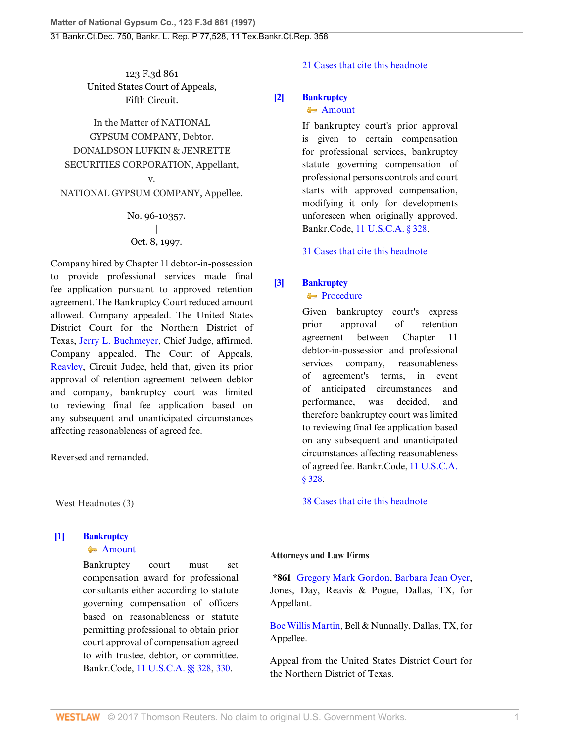123 F.3d 861
United States Court of Appeals,
Fifth Circuit.

In the Matter of NATIONAL GYPSUM COMPANY, Debtor.
DONALDSON LUFKIN & JENRETTE SECURITIES CORPORATION, Appellant,
v.
NATIONAL GYPSUM COMPANY, Appellee.

No. 96-10357.
|
Oct. 8, 1997.

Company hired by Chapter 11 debtor-in-possession to provide professional services made final fee application pursuant to approved retention agreement. The Bankruptcy Court reduced amount allowed. Company appealed. The United States District Court for the Northern District of Texas, Jerry L. Buchmeyer, Chief Judge, affirmed. Company appealed. The Court of Appeals, Reavley, Circuit Judge, held that, given its prior approval of retention agreement between debtor and company, bankruptcy court was limited to reviewing final fee application based on any subsequent and unanticipated circumstances affecting reasonableness of agreed fee.

Reversed and remanded.

West Headnotes (3)

**[1] Bankruptcy**
Amount

Bankruptcy court must set compensation award for professional consultants either according to statute governing compensation of officers based on reasonableness or statute permitting professional to obtain prior court approval of compensation agreed to with trustee, debtor, or committee. Bankr.Code, 11 U.S.C.A. §§ 328, 330.

21 Cases that cite this headnote

**[2] Bankruptcy**
Amount

If bankruptcy court's prior approval is given to certain compensation for professional services, bankruptcy statute governing compensation of professional persons controls and court starts with approved compensation, modifying it only for developments unforeseen when originally approved. Bankr.Code, 11 U.S.C.A. § 328.

31 Cases that cite this headnote

**[3] Bankruptcy**
Procedure

Given bankruptcy court's express prior approval of retention agreement between Chapter 11 debtor-in-possession and professional services company, reasonableness of agreement's terms, in event of anticipated circumstances and performance, was decided, and therefore bankruptcy court was limited to reviewing final fee application based on any subsequent and unanticipated circumstances affecting reasonableness of agreed fee. Bankr.Code, 11 U.S.C.A. § 328.

38 Cases that cite this headnote

**Attorneys and Law Firms**

**\*861** Gregory Mark Gordon, Barbara Jean Oyer, Jones, Day, Reavis & Pogue, Dallas, TX, for Appellant.

Boe Willis Martin, Bell & Nunnally, Dallas, TX, for Appellee.

Appeal from the United States District Court for the Northern District of Texas.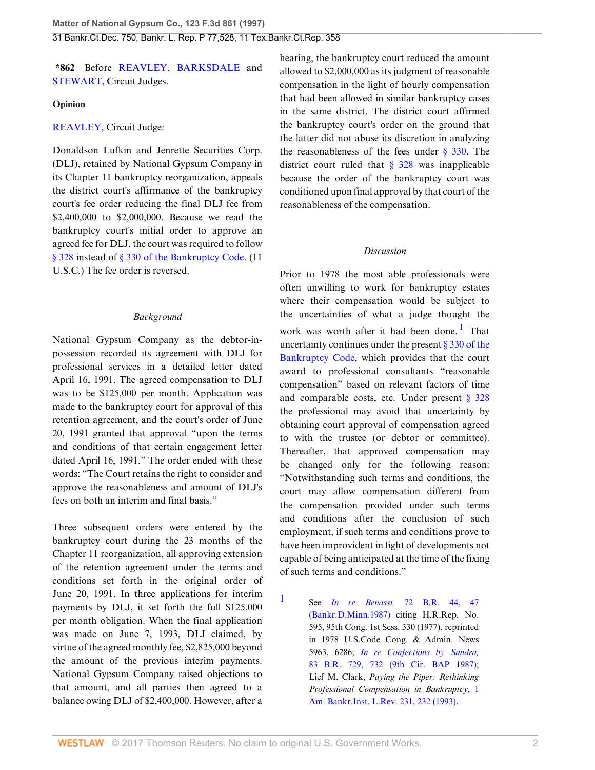**\*862** Before REAVLEY, BARKSDALE and STEWART, Circuit Judges.

**Opinion**

REAVLEY, Circuit Judge:

Donaldson Lufkin and Jenrette Securities Corp. (DLJ), retained by National Gypsum Company in its Chapter 11 bankruptcy reorganization, appeals the district court's affirmance of the bankruptcy court's fee order reducing the final DLJ fee from $2,400,000 to $2,000,000. Because we read the bankruptcy court's initial order to approve an agreed fee for DLJ, the court was required to follow § 328 instead of § 330 of the Bankruptcy Code. (11 U.S.C.) The fee order is reversed.

*Background*

National Gypsum Company as the debtor-in-possession recorded its agreement with DLJ for professional services in a detailed letter dated April 16, 1991. The agreed compensation to DLJ was to be $125,000 per month. Application was made to the bankruptcy court for approval of this retention agreement, and the court's order of June 20, 1991 granted that approval "upon the terms and conditions of that certain engagement letter dated April 16, 1991." The order ended with these words: "The Court retains the right to consider and approve the reasonableness and amount of DLJ's fees on both an interim and final basis."

Three subsequent orders were entered by the bankruptcy court during the 23 months of the Chapter 11 reorganization, all approving extension of the retention agreement under the terms and conditions set forth in the original order of June 20, 1991. In three applications for interim payments by DLJ, it set forth the full $125,000 per month obligation. When the final application was made on June 7, 1993, DLJ claimed, by virtue of the agreed monthly fee, $2,825,000 beyond the amount of the previous interim payments. National Gypsum Company raised objections to that amount, and all parties then agreed to a balance owing DLJ of $2,400,000. However, after a hearing, the bankruptcy court reduced the amount allowed to $2,000,000 as its judgment of reasonable compensation in the light of hourly compensation that had been allowed in similar bankruptcy cases in the same district. The district court affirmed the bankruptcy court's order on the ground that the latter did not abuse its discretion in analyzing the reasonableness of the fees under § 330. The district court ruled that § 328 was inapplicable because the order of the bankruptcy court was conditioned upon final approval by that court of the reasonableness of the compensation.

*Discussion*

Prior to 1978 the most able professionals were often unwilling to work for bankruptcy estates where their compensation would be subject to the uncertainties of what a judge thought the work was worth after it had been done.[1] That uncertainty continues under the present § 330 of the Bankruptcy Code, which provides that the court award to professional consultants "reasonable compensation" based on relevant factors of time and comparable costs, etc. Under present § 328 the professional may avoid that uncertainty by obtaining court approval of compensation agreed to with the trustee (or debtor or committee). Thereafter, that approved compensation may be changed only for the following reason: "Notwithstanding such terms and conditions, the court may allow compensation different from the compensation provided under such terms and conditions after the conclusion of such employment, if such terms and conditions prove to have been improvident in light of developments not capable of being anticipated at the time of the fixing of such terms and conditions."

[1] See *In re Benassi,* 72 B.R. 44, 47 (Bankr.D.Minn.1987) citing H.R.Rep. No. 595, 95th Cong. 1st Sess. 330 (1977), reprinted in 1978 U.S.Code Cong. & Admin. News 5963, 6286; *In re Confections by Sandra,* 83 B.R. 729, 732 (9th Cir. BAP 1987); Lief M. Clark, *Paying the Piper: Rethinking Professional Compensation in Bankruptcy,* 1 Am. Bankr.Inst. L.Rev. 231, 232 (1993).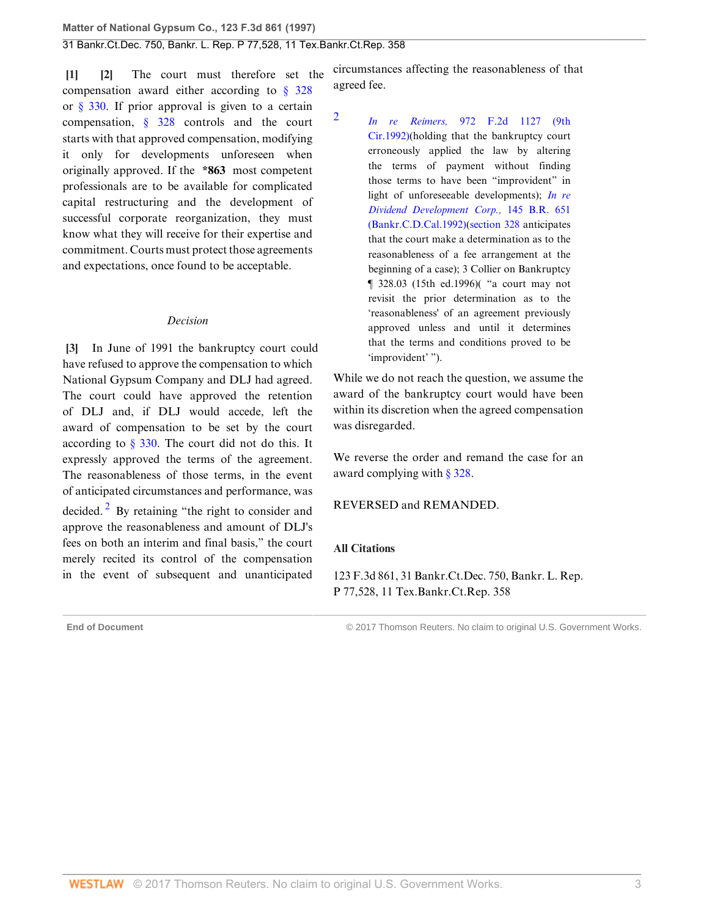**[1] [2]** The court must therefore set the compensation award either according to § 328 or § 330. If prior approval is given to a certain compensation, § 328 controls and the court starts with that approved compensation, modifying it only for developments unforeseen when originally approved. If the **\*863** most competent professionals are to be available for complicated capital restructuring and the development of successful corporate reorganization, they must know what they will receive for their expertise and commitment. Courts must protect those agreements and expectations, once found to be acceptable.

*Decision*

**[3]** In June of 1991 the bankruptcy court could have refused to approve the compensation to which National Gypsum Company and DLJ had agreed. The court could have approved the retention of DLJ and, if DLJ would accede, left the award of compensation to be set by the court according to § 330. The court did not do this. It expressly approved the terms of the agreement. The reasonableness of those terms, in the event of anticipated circumstances and performance, was decided.[2] By retaining "the right to consider and approve the reasonableness and amount of DLJ's fees on both an interim and final basis," the court merely recited its control of the compensation in the event of subsequent and unanticipated circumstances affecting the reasonableness of that agreed fee.

While we do not reach the question, we assume the award of the bankruptcy court would have been within its discretion when the agreed compensation was disregarded.

We reverse the order and remand the case for an award complying with § 328.

REVERSED and REMANDED.

2 *In re Reimers,* 972 F.2d 1127 (9th Cir.1992)(holding that the bankruptcy court erroneously applied the law by altering the terms of payment without finding those terms to have been "improvident" in light of unforeseeable developments); *In re Dividend Development Corp.,* 145 B.R. 651 (Bankr.C.D.Cal.1992)(section 328 anticipates that the court make a determination as to the reasonableness of a fee arrangement at the beginning of a case); 3 Collier on Bankruptcy ¶ 328.03 (15th ed.1996)( "a court may not revisit the prior determination as to the 'reasonableness' of an agreement previously approved unless and until it determines that the terms and conditions proved to be 'improvident' ").

**All Citations**

123 F.3d 861, 31 Bankr.Ct.Dec. 750, Bankr. L. Rep. P 77,528, 11 Tex.Bankr.Ct.Rep. 358

**End of Document** © 2017 Thomson Reuters. No claim to original U.S. Government Works.